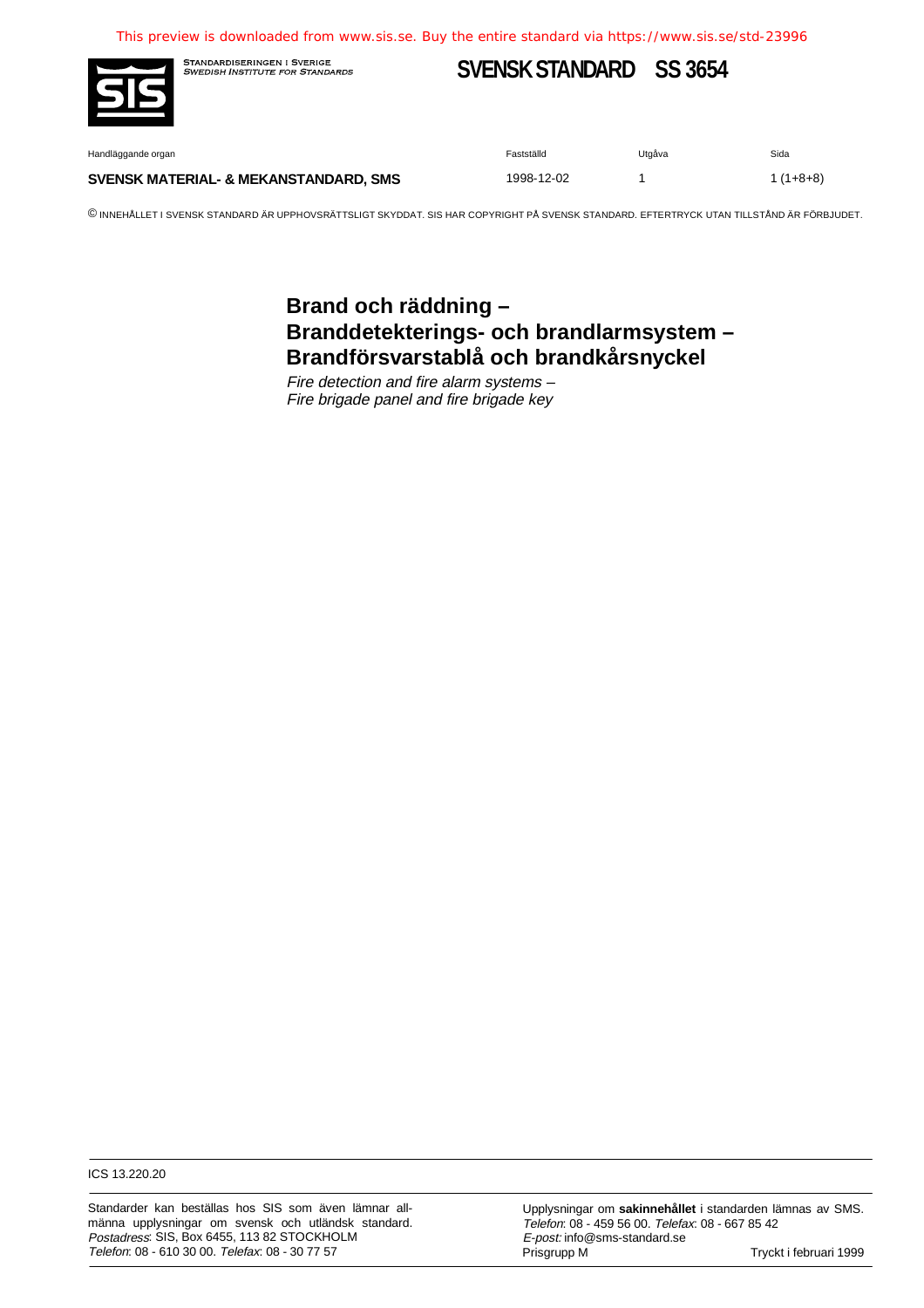This preview is downloaded from www.sis.se. Buy the entire standard via https://www.sis.se/std-23996

STANDARDISERINGEN I SVERIGE
*SWEDISH INSTITUTE FOR STANDARDS*

# SVENSK STANDARD SS 3654

| Handläggande organ | Fastställd | Utgåva | Sida |
|---|---|---|---|
| **SVENSK MATERIAL- & MEKANSTANDARD, SMS** | 1998-12-02 | 1 | 1 (1+8+8) |

© INNEHÅLLET I SVENSK STANDARD ÄR UPPHOVSRÄTTSLIGT SKYDDAT. SIS HAR COPYRIGHT PÅ SVENSK STANDARD. EFTERTRYCK UTAN TILLSTÅND ÄR FÖRBJUDET.

## Brand och räddning – Branddetekterings- och brandlarmsystem – Brandförsvarstablå och brandkårsnyckel

*Fire detection and fire alarm systems –*
*Fire brigade panel and fire brigade key*

ICS 13.220.20

Standarder kan beställas hos SIS som även lämnar allmänna upplysningar om svensk och utländsk standard.
*Postadress*: SIS, Box 6455, 113 82 STOCKHOLM
*Telefon*: 08 - 610 30 00. *Telefax*: 08 - 30 77 57

Upplysningar om **sakinnehållet** i standarden lämnas av SMS.
*Telefon*: 08 - 459 56 00. *Telefax*: 08 - 667 85 42
*E-post:* info@sms-standard.se
Prisgrupp M

Tryckt i februari 1999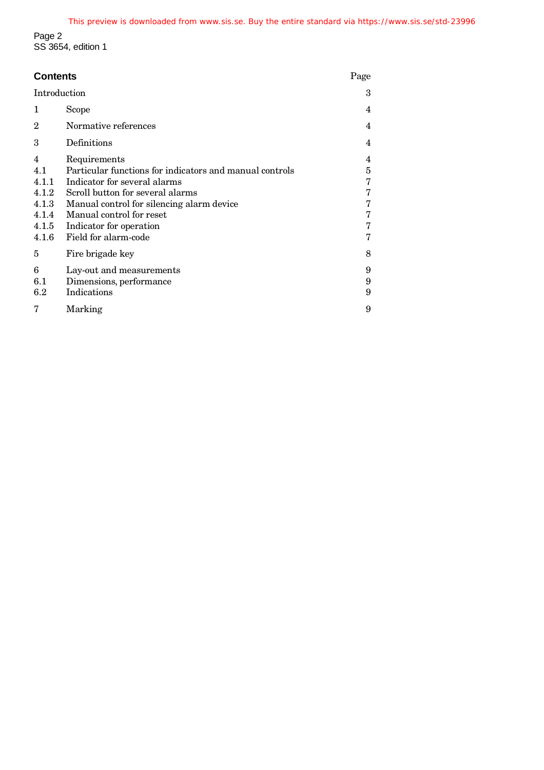## Contents

| | | Page |
|---|---|---|
| Introduction | | 3 |
| 1 | Scope | 4 |
| 2 | Normative references | 4 |
| 3 | Definitions | 4 |
| 4 | Requirements | 4 |
| 4.1 | Particular functions for indicators and manual controls | 5 |
| 4.1.1 | Indicator for several alarms | 7 |
| 4.1.2 | Scroll button for several alarms | 7 |
| 4.1.3 | Manual control for silencing alarm device | 7 |
| 4.1.4 | Manual control for reset | 7 |
| 4.1.5 | Indicator for operation | 7 |
| 4.1.6 | Field for alarm-code | 7 |
| 5 | Fire brigade key | 8 |
| 6 | Lay-out and measurements | 9 |
| 6.1 | Dimensions, performance | 9 |
| 6.2 | Indications | 9 |
| 7 | Marking | 9 |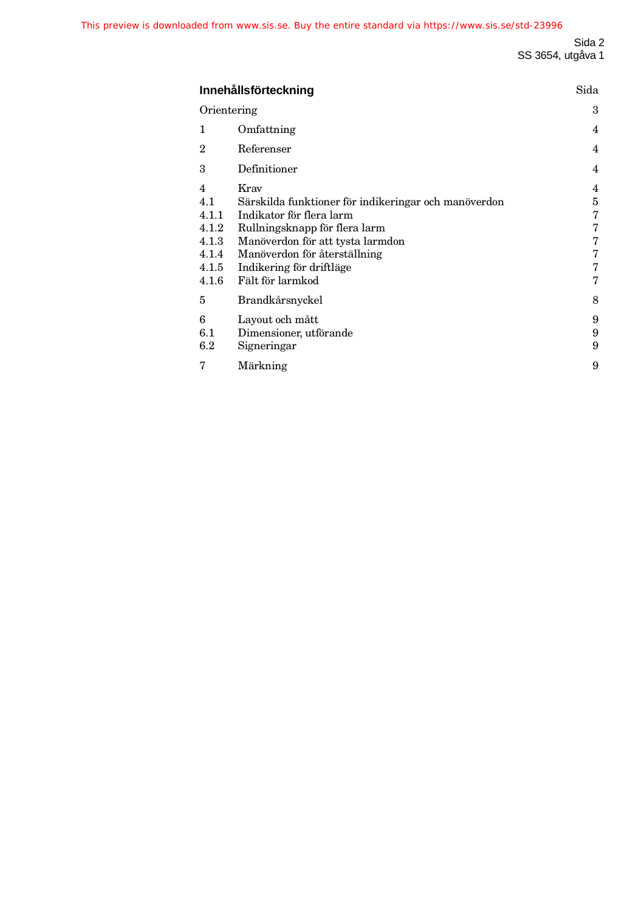## Innehållsförteckning

| | | Sida |
|---|---|---|
| Orientering | | 3 |
| 1 | Omfattning | 4 |
| 2 | Referenser | 4 |
| 3 | Definitioner | 4 |
| 4 | Krav | 4 |
| 4.1 | Särskilda funktioner för indikeringar och manöverdon | 5 |
| 4.1.1 | Indikator för flera larm | 7 |
| 4.1.2 | Rullningsknapp för flera larm | 7 |
| 4.1.3 | Manöverdon för att tysta larmdon | 7 |
| 4.1.4 | Manöverdon för återställning | 7 |
| 4.1.5 | Indikering för driftläge | 7 |
| 4.1.6 | Fält för larmkod | 7 |
| 5 | Brandkårsnyckel | 8 |
| 6 | Layout och mått | 9 |
| 6.1 | Dimensioner, utförande | 9 |
| 6.2 | Signeringar | 9 |
| 7 | Märkning | 9 |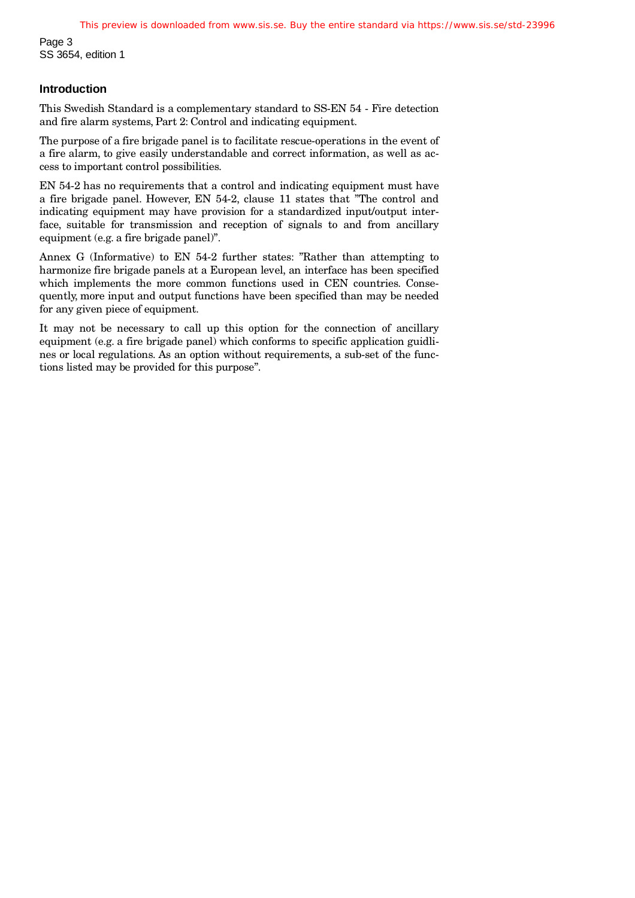## Introduction

This Swedish Standard is a complementary standard to SS-EN 54 - Fire detection and fire alarm systems, Part 2: Control and indicating equipment.

The purpose of a fire brigade panel is to facilitate rescue-operations in the event of a fire alarm, to give easily understandable and correct information, as well as access to important control possibilities.

EN 54-2 has no requirements that a control and indicating equipment must have a fire brigade panel. However, EN 54-2, clause 11 states that "The control and indicating equipment may have provision for a standardized input/output interface, suitable for transmission and reception of signals to and from ancillary equipment (e.g. a fire brigade panel)".

Annex G (Informative) to EN 54-2 further states: "Rather than attempting to harmonize fire brigade panels at a European level, an interface has been specified which implements the more common functions used in CEN countries. Consequently, more input and output functions have been specified than may be needed for any given piece of equipment.

It may not be necessary to call up this option for the connection of ancillary equipment (e.g. a fire brigade panel) which conforms to specific application guidlines or local regulations. As an option without requirements, a sub-set of the functions listed may be provided for this purpose".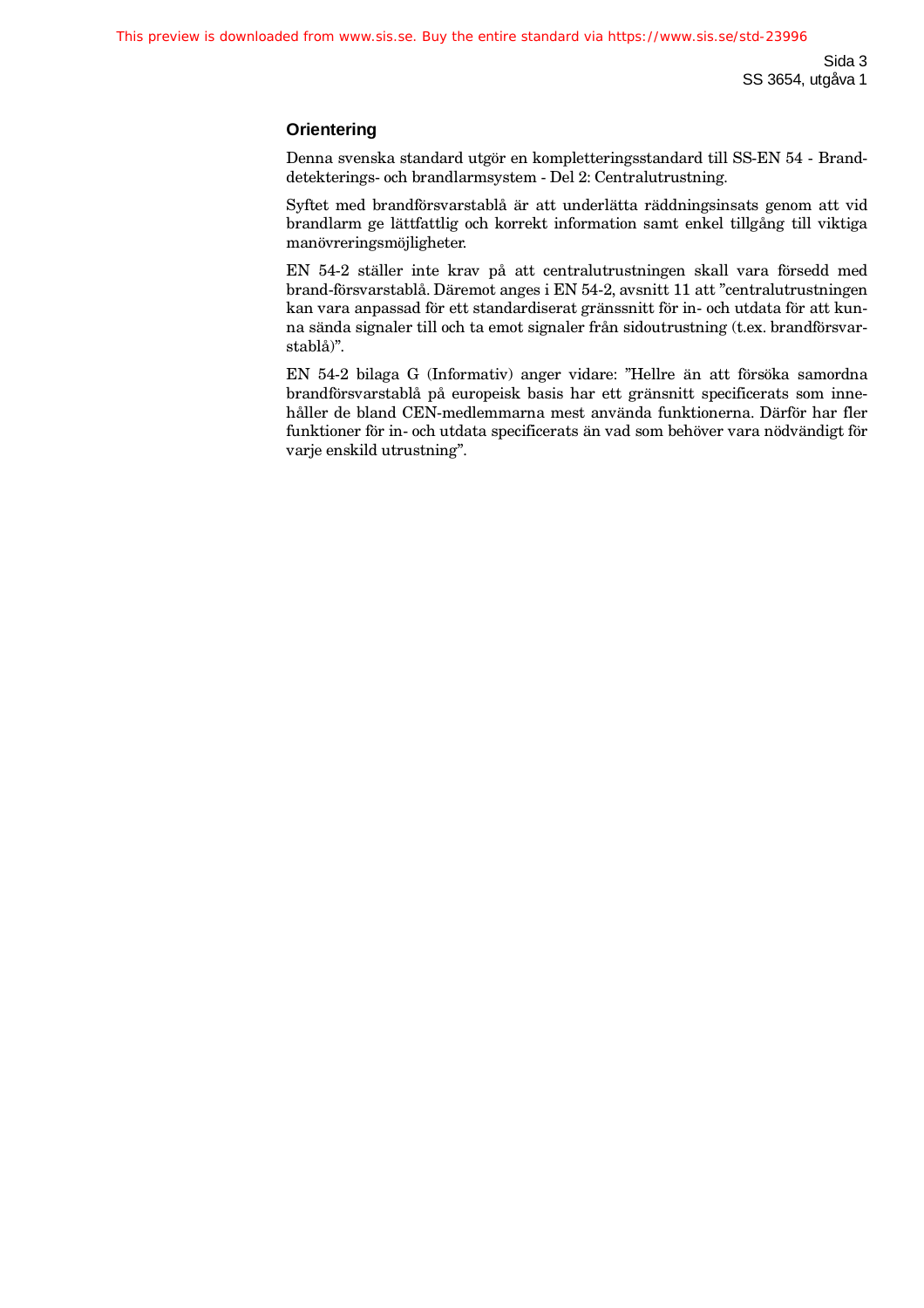## Orientering

Denna svenska standard utgör en kompletteringsstandard till SS-EN 54 - Branddetekterings- och brandlarmsystem - Del 2: Centralutrustning.

Syftet med brandförsvarstablå är att underlätta räddningsinsats genom att vid brandlarm ge lättfattlig och korrekt information samt enkel tillgång till viktiga manövreringsmöjligheter.

EN 54-2 ställer inte krav på att centralutrustningen skall vara försedd med brand-försvarstablå. Däremot anges i EN 54-2, avsnitt 11 att ”centralutrustningen kan vara anpassad för ett standardiserat gränssnitt för in- och utdata för att kunna sända signaler till och ta emot signaler från sidoutrustning (t.ex. brandförsvarstablå)”.

EN 54-2 bilaga G (Informativ) anger vidare: ”Hellre än att försöka samordna brandförsvarstablå på europeisk basis har ett gränsnitt specificerats som innehåller de bland CEN-medlemmarna mest använda funktionerna. Därför har fler funktioner för in- och utdata specificerats än vad som behöver vara nödvändigt för varje enskild utrustning”.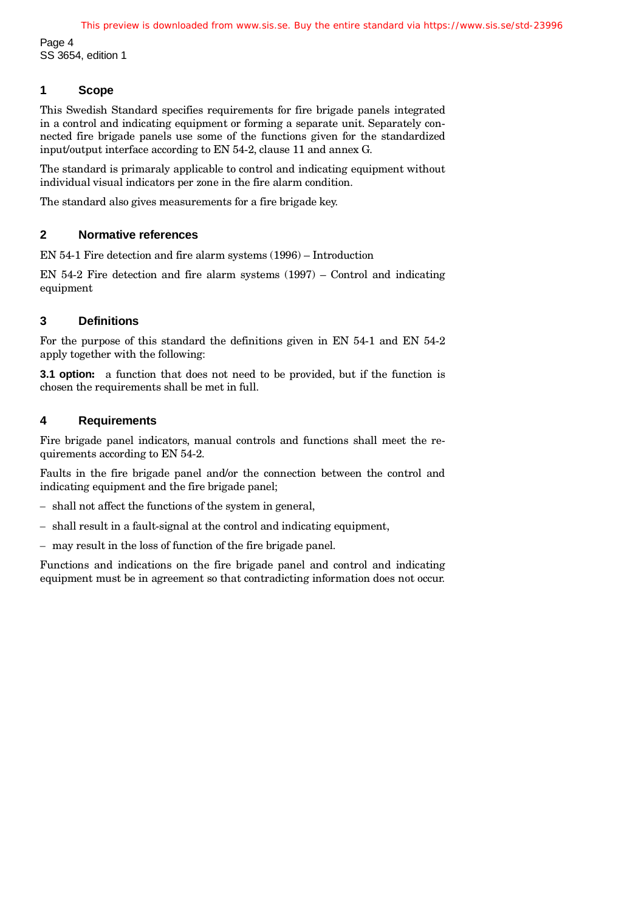## 1 Scope

This Swedish Standard specifies requirements for fire brigade panels integrated in a control and indicating equipment or forming a separate unit. Separately connected fire brigade panels use some of the functions given for the standardized input/output interface according to EN 54-2, clause 11 and annex G.

The standard is primaraly applicable to control and indicating equipment without individual visual indicators per zone in the fire alarm condition.

The standard also gives measurements for a fire brigade key.

## 2 Normative references

EN 54-1 Fire detection and fire alarm systems (1996) – Introduction

EN 54-2 Fire detection and fire alarm systems (1997) – Control and indicating equipment

## 3 Definitions

For the purpose of this standard the definitions given in EN 54-1 and EN 54-2 apply together with the following:

**3.1 option:** a function that does not need to be provided, but if the function is chosen the requirements shall be met in full.

## 4 Requirements

Fire brigade panel indicators, manual controls and functions shall meet the requirements according to EN 54-2.

Faults in the fire brigade panel and/or the connection between the control and indicating equipment and the fire brigade panel;

- shall not affect the functions of the system in general,
- shall result in a fault-signal at the control and indicating equipment,
- may result in the loss of function of the fire brigade panel.

Functions and indications on the fire brigade panel and control and indicating equipment must be in agreement so that contradicting information does not occur.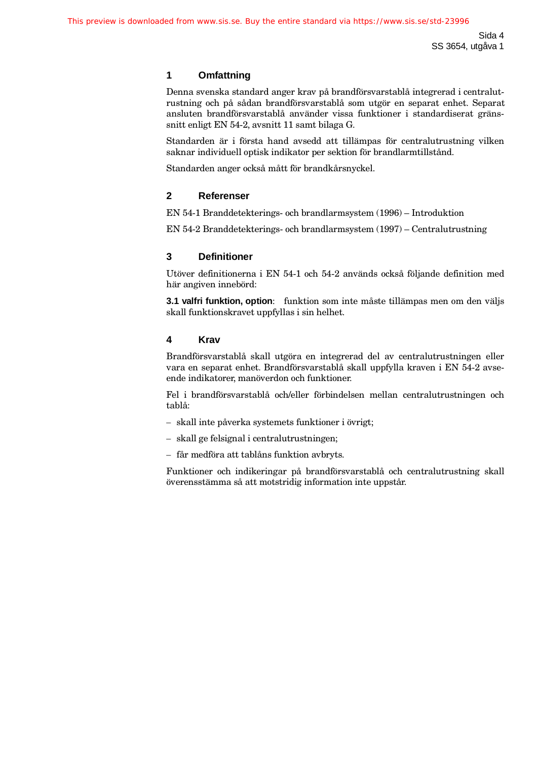## 1 Omfattning

Denna svenska standard anger krav på brandförsvarstablå integrerad i centralutrustning och på sådan brandförsvarstablå som utgör en separat enhet. Separat ansluten brandförsvarstablå använder vissa funktioner i standardiserat gränssnitt enligt EN 54-2, avsnitt 11 samt bilaga G.

Standarden är i första hand avsedd att tillämpas för centralutrustning vilken saknar individuell optisk indikator per sektion för brandlarmtillstånd.

Standarden anger också mått för brandkårsnyckel.

## 2 Referenser

EN 54-1 Branddetekterings- och brandlarmsystem (1996) – Introduktion

EN 54-2 Branddetekterings- och brandlarmsystem (1997) – Centralutrustning

## 3 Definitioner

Utöver definitionerna i EN 54-1 och 54-2 används också följande definition med här angiven innebörd:

**3.1 valfri funktion, option**: funktion som inte måste tillämpas men om den väljs skall funktionskravet uppfyllas i sin helhet.

## 4 Krav

Brandförsvarstablå skall utgöra en integrerad del av centralutrustningen eller vara en separat enhet. Brandförsvarstablå skall uppfylla kraven i EN 54-2 avseende indikatorer, manöverdon och funktioner.

Fel i brandförsvarstablå och/eller förbindelsen mellan centralutrustningen och tablå:

- skall inte påverka systemets funktioner i övrigt;
- skall ge felsignal i centralutrustningen;
- får medföra att tablåns funktion avbryts.

Funktioner och indikeringar på brandförsvarstablå och centralutrustning skall överensstämma så att motstridig information inte uppstår.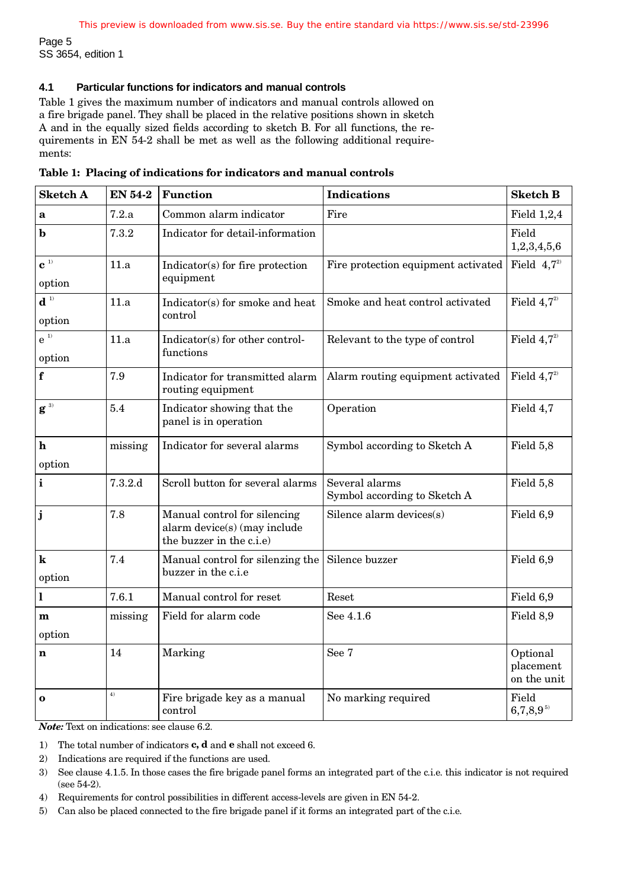### 4.1 Particular functions for indicators and manual controls

Table 1 gives the maximum number of indicators and manual controls allowed on a fire brigade panel. They shall be placed in the relative positions shown in sketch A and in the equally sized fields according to sketch B. For all functions, the requirements in EN 54-2 shall be met as well as the following additional requirements:

**Table 1: Placing of indications for indicators and manual controls**

| Sketch A | EN 54-2 | Function | Indications | Sketch B |
|---|---|---|---|---|
| **a** | 7.2.a | Common alarm indicator | Fire | Field 1,2,4 |
| **b** | 7.3.2 | Indicator for detail-information | | Field 1,2,3,4,5,6 |
| **c** [1] option | 11.a | Indicator(s) for fire protection equipment | Fire protection equipment activated | Field 4,7[2] |
| **d** [1] option | 11.a | Indicator(s) for smoke and heat control | Smoke and heat control activated | Field 4,7[2] |
| e [1] option | 11.a | Indicator(s) for other control-functions | Relevant to the type of control | Field 4,7[2] |
| **f** | 7.9 | Indicator for transmitted alarm routing equipment | Alarm routing equipment activated | Field 4,7[2] |
| **g** [3] | 5.4 | Indicator showing that the panel is in operation | Operation | Field 4,7 |
| **h** option | missing | Indicator for several alarms | Symbol according to Sketch A | Field 5,8 |
| **i** | 7.3.2.d | Scroll button for several alarms | Several alarms<br>Symbol according to Sketch A | Field 5,8 |
| **j** | 7.8 | Manual control for silencing alarm device(s) (may include the buzzer in the c.i.e) | Silence alarm devices(s) | Field 6,9 |
| **k** option | 7.4 | Manual control for silenzing the buzzer in the c.i.e | Silence buzzer | Field 6,9 |
| **l** | 7.6.1 | Manual control for reset | Reset | Field 6,9 |
| **m** option | missing | Field for alarm code | See 4.1.6 | Field 8,9 |
| **n** | 14 | Marking | See 7 | Optional placement on the unit |
| **o** | [4] | Fire brigade key as a manual control | No marking required | Field 6,7,8,9[5] |

***Note:*** Text on indications: see clause 6.2.

1) The total number of indicators **c, d** and **e** shall not exceed 6.
2) Indications are required if the functions are used.
3) See clause 4.1.5. In those cases the fire brigade panel forms an integrated part of the c.i.e. this indicator is not required (see 54-2).
4) Requirements for control possibilities in different access-levels are given in EN 54-2.
5) Can also be placed connected to the fire brigade panel if it forms an integrated part of the c.i.e.